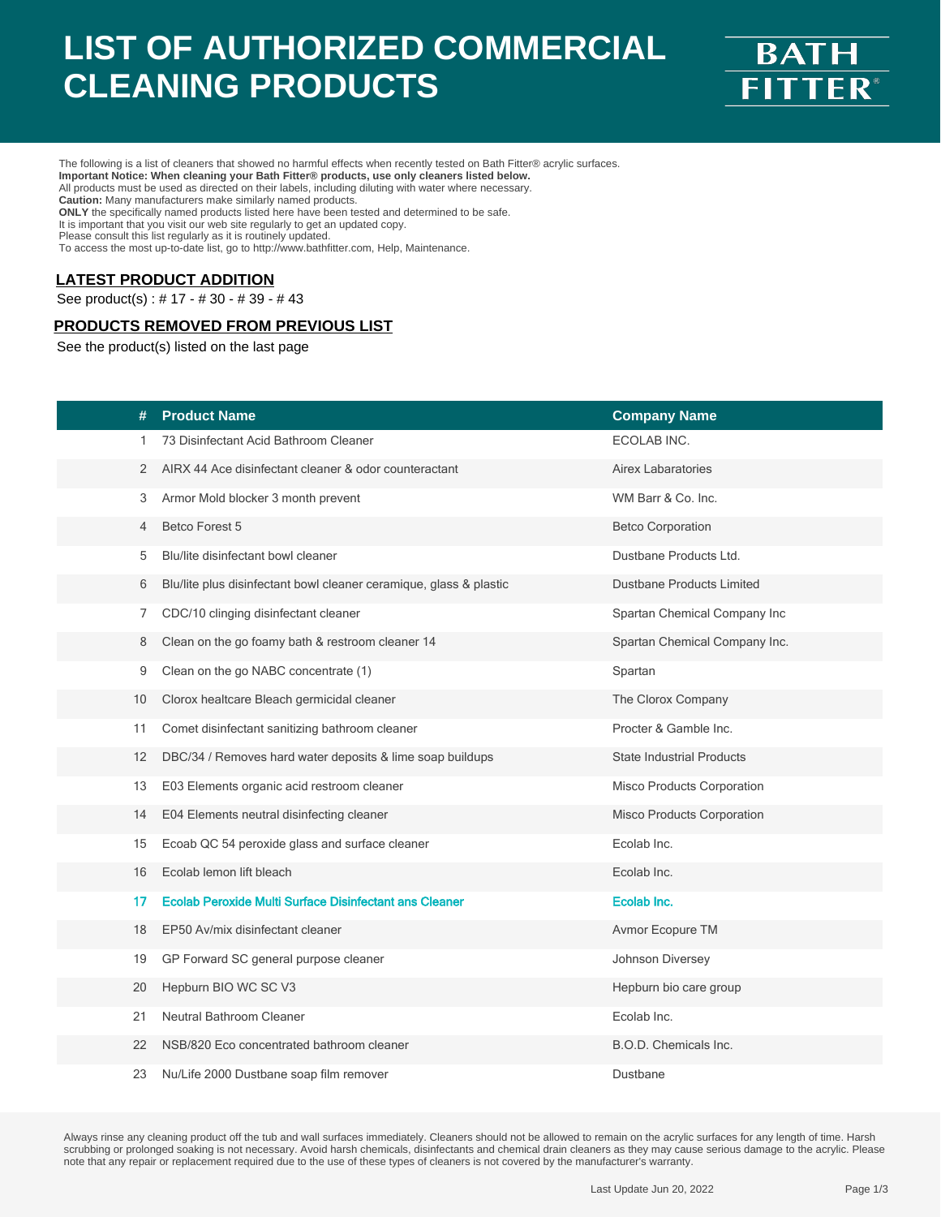# LIST OF AUTHORIZED COMMERCIAL CLEANING PRODUCTS

BATH FITTER®

The following is a list of cleaners that showed no harmful effects when recently tested on Bath Fitter® acrylic surfaces.
**Important Notice: When cleaning your Bath Fitter® products, use only cleaners listed below.**
All products must be used as directed on their labels, including diluting with water where necessary.
**Caution:** Many manufacturers make similarly named products.
**ONLY** the specifically named products listed here have been tested and determined to be safe.
It is important that you visit our web site regularly to get an updated copy.
Please consult this list regularly as it is routinely updated.
To access the most up-to-date list, go to http://www.bathfitter.com, Help, Maintenance.

## LATEST PRODUCT ADDITION

See product(s) : # 17 - # 30 - # 39 - # 43

## PRODUCTS REMOVED FROM PREVIOUS LIST

See the product(s) listed on the last page

| # | Product Name | Company Name |
|---|---|---|
| 1 | 73 Disinfectant Acid Bathroom Cleaner | ECOLAB INC. |
| 2 | AIRX 44 Ace disinfectant cleaner & odor counteractant | Airex Labaratories |
| 3 | Armor Mold blocker 3 month prevent | WM Barr & Co. Inc. |
| 4 | Betco Forest 5 | Betco Corporation |
| 5 | Blu/lite disinfectant bowl cleaner | Dustbane Products Ltd. |
| 6 | Blu/lite plus disinfectant bowl cleaner ceramique, glass & plastic | Dustbane Products Limited |
| 7 | CDC/10 clinging disinfectant cleaner | Spartan Chemical Company Inc |
| 8 | Clean on the go foamy bath & restroom cleaner 14 | Spartan Chemical Company Inc. |
| 9 | Clean on the go NABC concentrate (1) | Spartan |
| 10 | Clorox healtcare Bleach germicidal cleaner | The Clorox Company |
| 11 | Comet disinfectant sanitizing bathroom cleaner | Procter & Gamble Inc. |
| 12 | DBC/34 / Removes hard water deposits & lime soap buildups | State Industrial Products |
| 13 | E03 Elements organic acid restroom cleaner | Misco Products Corporation |
| 14 | E04 Elements neutral disinfecting cleaner | Misco Products Corporation |
| 15 | Ecoab QC 54 peroxide glass and surface cleaner | Ecolab Inc. |
| 16 | Ecolab lemon lift bleach | Ecolab Inc. |
| 17 | Ecolab Peroxide Multi Surface Disinfectant ans Cleaner | Ecolab Inc. |
| 18 | EP50 Av/mix disinfectant cleaner | Avmor Ecopure TM |
| 19 | GP Forward SC general purpose cleaner | Johnson Diversey |
| 20 | Hepburn BIO WC SC V3 | Hepburn bio care group |
| 21 | Neutral Bathroom Cleaner | Ecolab Inc. |
| 22 | NSB/820 Eco concentrated bathroom cleaner | B.O.D. Chemicals Inc. |
| 23 | Nu/Life 2000 Dustbane soap film remover | Dustbane |

Always rinse any cleaning product off the tub and wall surfaces immediately. Cleaners should not be allowed to remain on the acrylic surfaces for any length of time. Harsh scrubbing or prolonged soaking is not necessary. Avoid harsh chemicals, disinfectants and chemical drain cleaners as they may cause serious damage to the acrylic. Please note that any repair or replacement required due to the use of these types of cleaners is not covered by the manufacturer's warranty.

Last Update Jun 20, 2022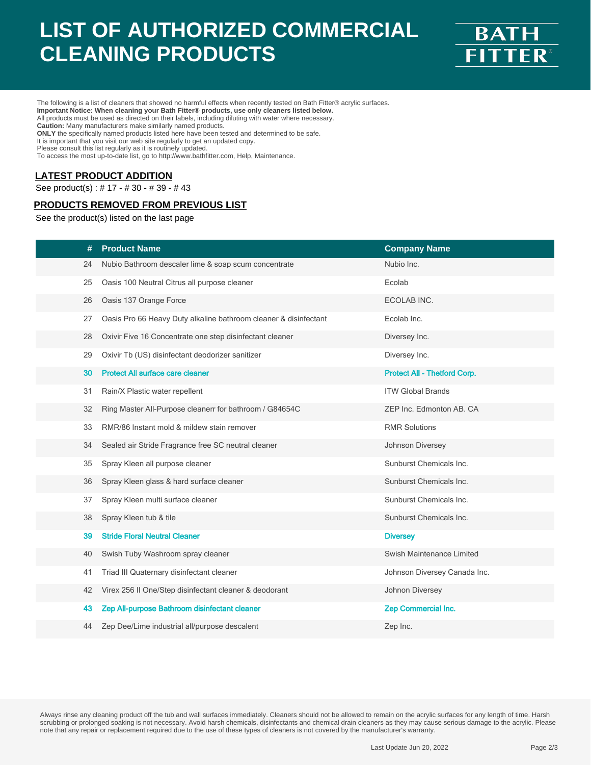# LIST OF AUTHORIZED COMMERCIAL CLEANING PRODUCTS

BATH FITTER®

The following is a list of cleaners that showed no harmful effects when recently tested on Bath Fitter® acrylic surfaces.
**Important Notice: When cleaning your Bath Fitter® products, use only cleaners listed below.**
All products must be used as directed on their labels, including diluting with water where necessary.
**Caution:** Many manufacturers make similarly named products.
**ONLY** the specifically named products listed here have been tested and determined to be safe.
It is important that you visit our web site regularly to get an updated copy.
Please consult this list regularly as it is routinely updated.
To access the most up-to-date list, go to http://www.bathfitter.com, Help, Maintenance.

## LATEST PRODUCT ADDITION

See product(s) : # 17 - # 30 - # 39 - # 43

## PRODUCTS REMOVED FROM PREVIOUS LIST

See the product(s) listed on the last page

| # | Product Name | Company Name |
|---|---|---|
| 24 | Nubio Bathroom descaler lime & soap scum concentrate | Nubio Inc. |
| 25 | Oasis 100 Neutral Citrus all purpose cleaner | Ecolab |
| 26 | Oasis 137 Orange Force | ECOLAB INC. |
| 27 | Oasis Pro 66 Heavy Duty alkaline bathroom cleaner & disinfectant | Ecolab Inc. |
| 28 | Oxivir Five 16 Concentrate one step disinfectant cleaner | Diversey Inc. |
| 29 | Oxivir Tb (US) disinfectant deodorizer sanitizer | Diversey Inc. |
| 30 | Protect All surface care cleaner | Protect All - Thetford Corp. |
| 31 | Rain/X Plastic water repellent | ITW Global Brands |
| 32 | Ring Master All-Purpose cleanerr for bathroom / G84654C | ZEP Inc. Edmonton AB. CA |
| 33 | RMR/86 Instant mold & mildew stain remover | RMR Solutions |
| 34 | Sealed air Stride Fragrance free SC neutral cleaner | Johnson Diversey |
| 35 | Spray Kleen all purpose cleaner | Sunburst Chemicals Inc. |
| 36 | Spray Kleen glass & hard surface cleaner | Sunburst Chemicals Inc. |
| 37 | Spray Kleen multi surface cleaner | Sunburst Chemicals Inc. |
| 38 | Spray Kleen tub & tile | Sunburst Chemicals Inc. |
| 39 | Stride Floral Neutral Cleaner | Diversey |
| 40 | Swish Tuby Washroom spray cleaner | Swish Maintenance Limited |
| 41 | Triad III Quaternary disinfectant cleaner | Johnson Diversey Canada Inc. |
| 42 | Virex 256 II One/Step disinfectant cleaner & deodorant | Johnon Diversey |
| 43 | Zep All-purpose Bathroom disinfectant cleaner | Zep Commercial Inc. |
| 44 | Zep Dee/Lime industrial all/purpose descalent | Zep Inc. |

Always rinse any cleaning product off the tub and wall surfaces immediately. Cleaners should not be allowed to remain on the acrylic surfaces for any length of time. Harsh scrubbing or prolonged soaking is not necessary. Avoid harsh chemicals, disinfectants and chemical drain cleaners as they may cause serious damage to the acrylic. Please note that any repair or replacement required due to the use of these types of cleaners is not covered by the manufacturer's warranty.

Last Update Jun 20, 2022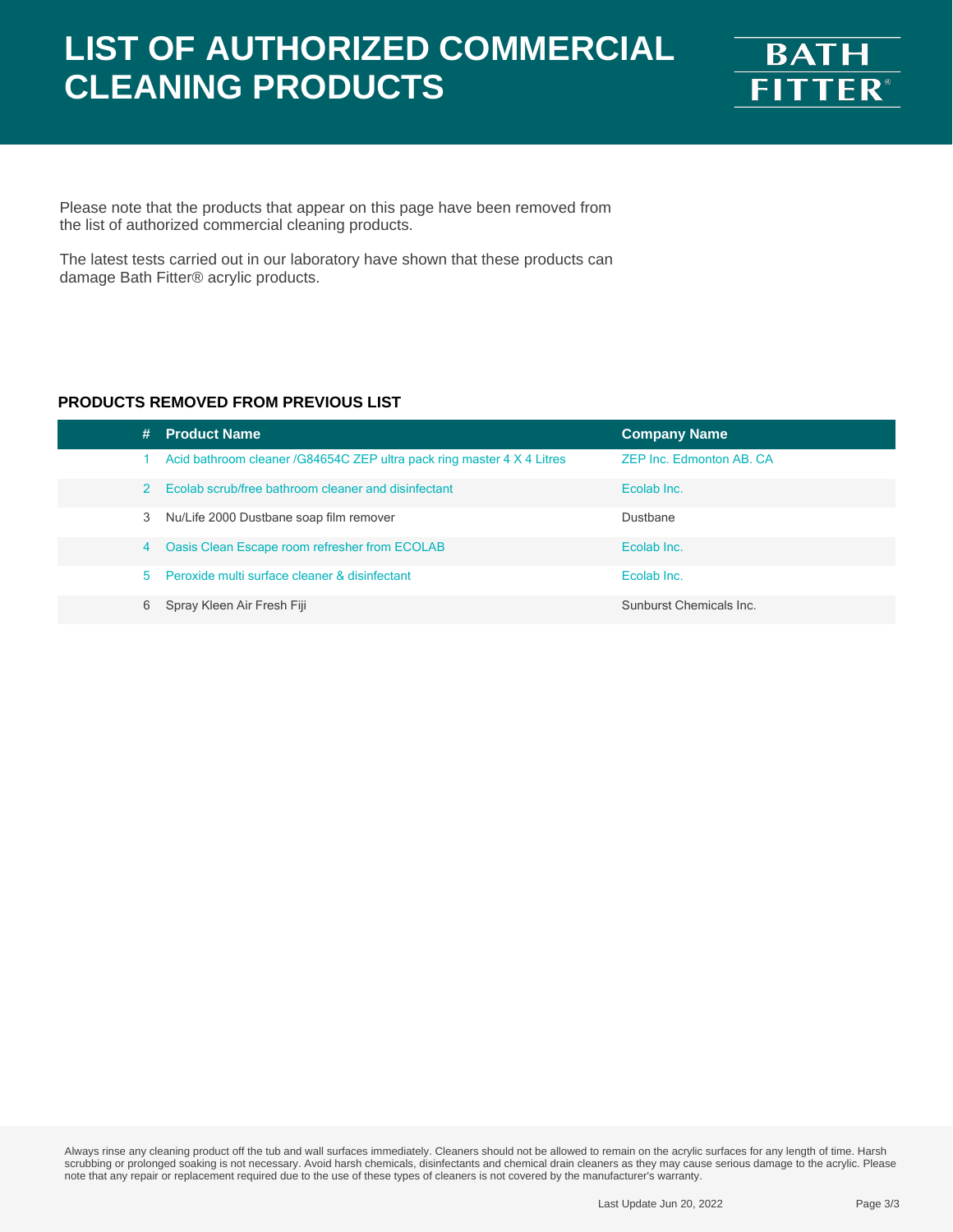# LIST OF AUTHORIZED COMMERCIAL CLEANING PRODUCTS

BATH FITTER®

Please note that the products that appear on this page have been removed from the list of authorized commercial cleaning products.

The latest tests carried out in our laboratory have shown that these products can damage Bath Fitter® acrylic products.

## PRODUCTS REMOVED FROM PREVIOUS LIST

| # | Product Name | Company Name |
|---|---|---|
| 1 | Acid bathroom cleaner /G84654C ZEP ultra pack ring master 4 X 4 Litres | ZEP Inc. Edmonton AB. CA |
| 2 | Ecolab scrub/free bathroom cleaner and disinfectant | Ecolab Inc. |
| 3 | Nu/Life 2000 Dustbane soap film remover | Dustbane |
| 4 | Oasis Clean Escape room refresher from ECOLAB | Ecolab Inc. |
| 5 | Peroxide multi surface cleaner & disinfectant | Ecolab Inc. |
| 6 | Spray Kleen Air Fresh Fiji | Sunburst Chemicals Inc. |

Always rinse any cleaning product off the tub and wall surfaces immediately. Cleaners should not be allowed to remain on the acrylic surfaces for any length of time. Harsh scrubbing or prolonged soaking is not necessary. Avoid harsh chemicals, disinfectants and chemical drain cleaners as they may cause serious damage to the acrylic. Please note that any repair or replacement required due to the use of these types of cleaners is not covered by the manufacturer's warranty.

Last Update Jun 20, 2022